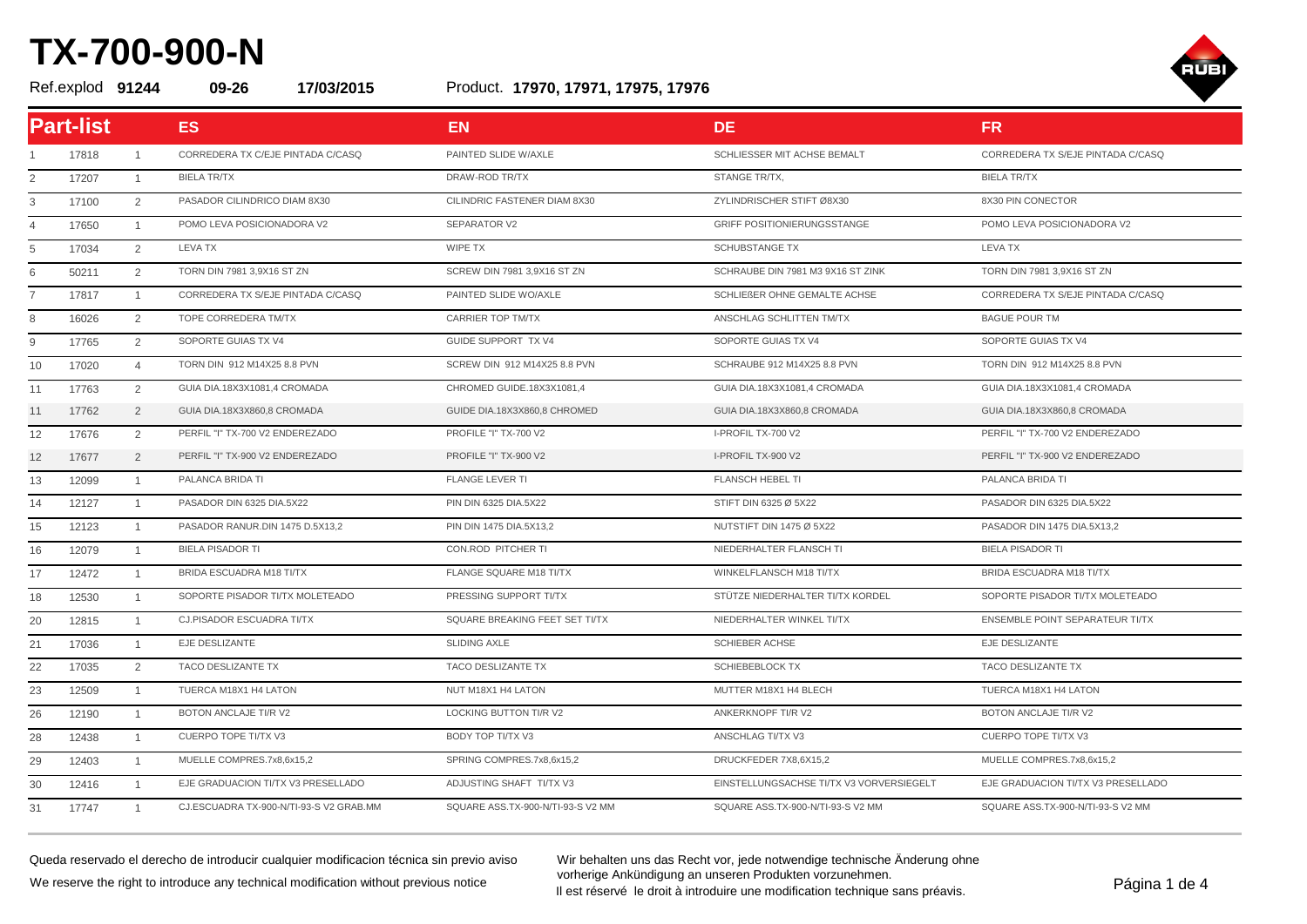# TX-700-900-N

Ref.explod **91244** **09-26** **17/03/2015** Product. **17970, 17971, 17975, 17976**

| Part-list | | | ES | EN | DE | FR |
|---|---|---|---|---|---|---|
| 1 | 17818 | 1 | CORREDERA TX C/EJE PINTADA C/CASQ | PAINTED SLIDE W/AXLE | SCHLIESSER MIT ACHSE BEMALT | CORREDERA TX S/EJE PINTADA C/CASQ |
| 2 | 17207 | 1 | BIELA TR/TX | DRAW-ROD TR/TX | STANGE TR/TX, | BIELA TR/TX |
| 3 | 17100 | 2 | PASADOR CILINDRICO DIAM 8X30 | CILINDRIC FASTENER DIAM 8X30 | ZYLINDRISCHER STIFT Ø8X30 | 8X30 PIN CONECTOR |
| 4 | 17650 | 1 | POMO LEVA POSICIONADORA V2 | SEPARATOR V2 | GRIFF POSITIONIERUNGSSTANGE | POMO LEVA POSICIONADORA V2 |
| 5 | 17034 | 2 | LEVA TX | WIPE TX | SCHUBSTANGE TX | LEVA TX |
| 6 | 50211 | 2 | TORN DIN 7981 3,9X16 ST ZN | SCREW DIN 7981 3,9X16 ST ZN | SCHRAUBE DIN 7981 M3 9X16 ST ZINK | TORN DIN 7981 3,9X16 ST ZN |
| 7 | 17817 | 1 | CORREDERA TX S/EJE PINTADA C/CASQ | PAINTED SLIDE WO/AXLE | SCHLIEßER OHNE GEMALTE ACHSE | CORREDERA TX S/EJE PINTADA C/CASQ |
| 8 | 16026 | 2 | TOPE CORREDERA TM/TX | CARRIER TOP TM/TX | ANSCHLAG SCHLITTEN TM/TX | BAGUE POUR TM |
| 9 | 17765 | 2 | SOPORTE GUIAS TX V4 | GUIDE SUPPORT TX V4 | SOPORTE GUIAS TX V4 | SOPORTE GUIAS TX V4 |
| 10 | 17020 | 4 | TORN DIN 912 M14X25 8.8 PVN | SCREW DIN 912 M14X25 8.8 PVN | SCHRAUBE 912 M14X25 8.8 PVN | TORN DIN 912 M14X25 8.8 PVN |
| 11 | 17763 | 2 | GUIA DIA.18X3X1081,4 CROMADA | CHROMED GUIDE.18X3X1081,4 | GUIA DIA.18X3X1081,4 CROMADA | GUIA DIA.18X3X1081,4 CROMADA |
| 11 | 17762 | 2 | GUIA DIA.18X3X860,8 CROMADA | GUIDE DIA.18X3X860,8 CHROMED | GUIA DIA.18X3X860,8 CROMADA | GUIA DIA.18X3X860,8 CROMADA |
| 12 | 17676 | 2 | PERFIL "I" TX-700 V2 ENDEREZADO | PROFILE "I" TX-700 V2 | I-PROFIL TX-700 V2 | PERFIL "I" TX-700 V2 ENDEREZADO |
| 12 | 17677 | 2 | PERFIL "I" TX-900 V2 ENDEREZADO | PROFILE "I" TX-900 V2 | I-PROFIL TX-900 V2 | PERFIL "I" TX-900 V2 ENDEREZADO |
| 13 | 12099 | 1 | PALANCA BRIDA TI | FLANGE LEVER TI | FLANSCH HEBEL TI | PALANCA BRIDA TI |
| 14 | 12127 | 1 | PASADOR DIN 6325 DIA.5X22 | PIN DIN 6325 DIA.5X22 | STIFT DIN 6325 Ø 5X22 | PASADOR DIN 6325 DIA.5X22 |
| 15 | 12123 | 1 | PASADOR RANUR.DIN 1475 D.5X13,2 | PIN DIN 1475 DIA.5X13,2 | NUTSTIFT DIN 1475 Ø 5X22 | PASADOR DIN 1475 DIA.5X13,2 |
| 16 | 12079 | 1 | BIELA PISADOR TI | CON.ROD PITCHER TI | NIEDERHALTER FLANSCH TI | BIELA PISADOR TI |
| 17 | 12472 | 1 | BRIDA ESCUADRA M18 TI/TX | FLANGE SQUARE M18 TI/TX | WINKELFLANSCH M18 TI/TX | BRIDA ESCUADRA M18 TI/TX |
| 18 | 12530 | 1 | SOPORTE PISADOR TI/TX MOLETEADO | PRESSING SUPPORT TI/TX | STÜTZE NIEDERHALTER TI/TX KORDEL | SOPORTE PISADOR TI/TX MOLETEADO |
| 20 | 12815 | 1 | CJ.PISADOR ESCUADRA TI/TX | SQUARE BREAKING FEET SET TI/TX | NIEDERHALTER WINKEL TI/TX | ENSEMBLE POINT SEPARATEUR TI/TX |
| 21 | 17036 | 1 | EJE DESLIZANTE | SLIDING AXLE | SCHIEBER ACHSE | EJE DESLIZANTE |
| 22 | 17035 | 2 | TACO DESLIZANTE TX | TACO DESLIZANTE TX | SCHIEBEBLOCK TX | TACO DESLIZANTE TX |
| 23 | 12509 | 1 | TUERCA M18X1 H4 LATON | NUT M18X1 H4 LATON | MUTTER M18X1 H4 BLECH | TUERCA M18X1 H4 LATON |
| 26 | 12190 | 1 | BOTON ANCLAJE TI/R V2 | LOCKING BUTTON TI/R V2 | ANKERKNOPF TI/R V2 | BOTON ANCLAJE TI/R V2 |
| 28 | 12438 | 1 | CUERPO TOPE TI/TX V3 | BODY TOP TI/TX V3 | ANSCHLAG TI/TX V3 | CUERPO TOPE TI/TX V3 |
| 29 | 12403 | 1 | MUELLE COMPRES.7x8,6x15,2 | SPRING COMPRES.7x8,6x15,2 | DRUCKFEDER 7X8,6X15,2 | MUELLE COMPRES.7x8,6x15,2 |
| 30 | 12416 | 1 | EJE GRADUACION TI/TX V3 PRESELLADO | ADJUSTING SHAFT TI/TX V3 | EINSTELLUNGSACHSE TI/TX V3 VORVERSIEGELT | EJE GRADUACION TI/TX V3 PRESELLADO |
| 31 | 17747 | 1 | CJ.ESCUADRA TX-900-N/TI-93-S V2 GRAB.MM | SQUARE ASS.TX-900-N/TI-93-S V2 MM | SQUARE ASS.TX-900-N/TI-93-S V2 MM | SQUARE ASS.TX-900-N/TI-93-S V2 MM |

Queda reservado el derecho de introducir cualquier modificacion técnica sin previo aviso

We reserve the right to introduce any technical modification without previous notice

Wir behalten uns das Recht vor, jede notwendige technische Änderung ohne vorherige Ankündigung an unseren Produkten vorzunehmen.

Il est réservé le droit à introduire une modification technique sans préavis.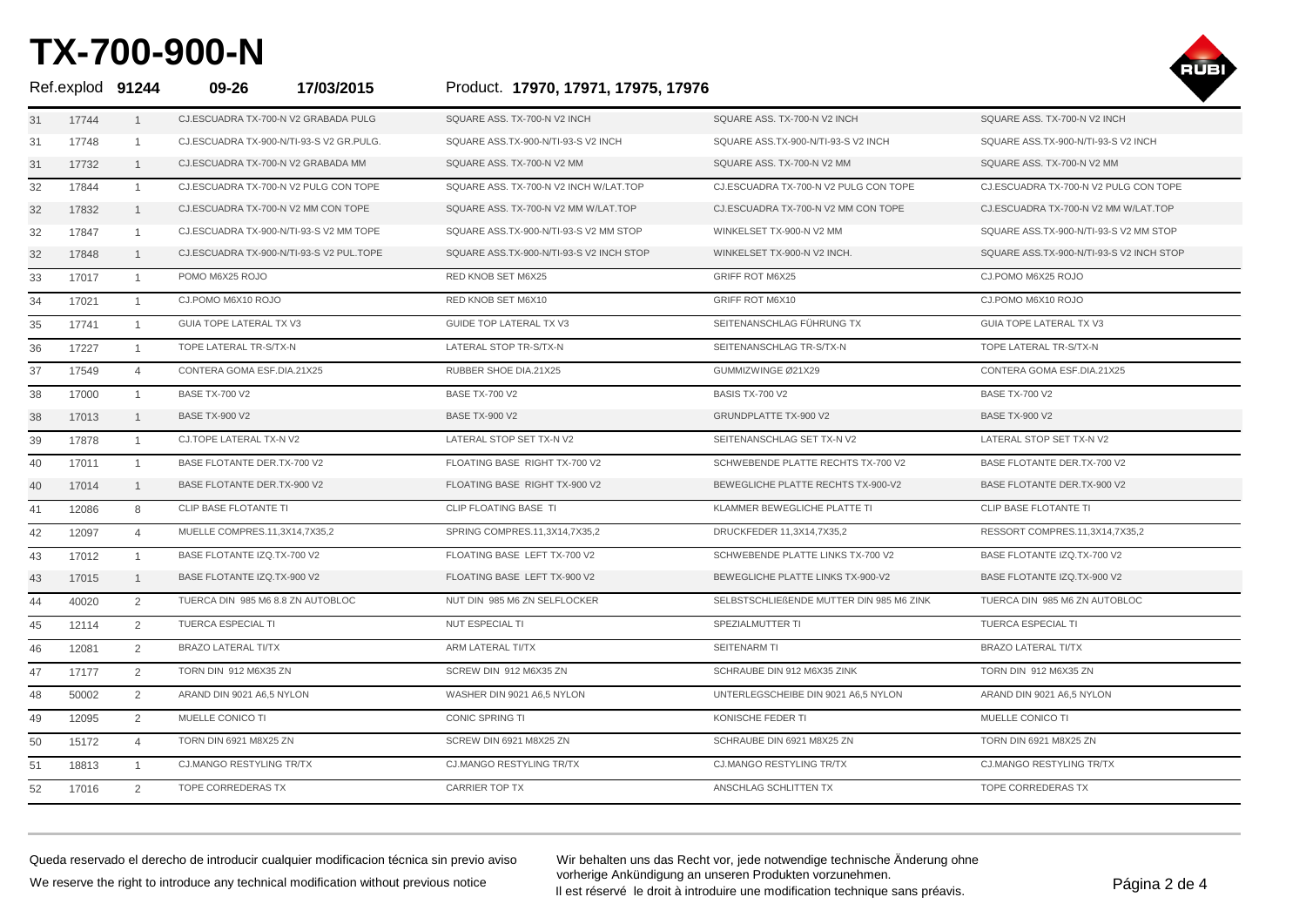# TX-700-900-N

Ref.explod **91244** **09-26** **17/03/2015** Product. **17970, 17971, 17975, 17976**

| | | | | | | |
|---|---|---|---|---|---|---|
| 31 | 17744 | 1 | CJ.ESCUADRA TX-700-N V2 GRABADA PULG | SQUARE ASS. TX-700-N V2 INCH | SQUARE ASS. TX-700-N V2 INCH | SQUARE ASS. TX-700-N V2 INCH |
| 31 | 17748 | 1 | CJ.ESCUADRA TX-900-N/TI-93-S V2 GR.PULG. | SQUARE ASS.TX-900-N/TI-93-S V2 INCH | SQUARE ASS.TX-900-N/TI-93-S V2 INCH | SQUARE ASS.TX-900-N/TI-93-S V2 INCH |
| 31 | 17732 | 1 | CJ.ESCUADRA TX-700-N V2 GRABADA MM | SQUARE ASS. TX-700-N V2 MM | SQUARE ASS. TX-700-N V2 MM | SQUARE ASS. TX-700-N V2 MM |
| 32 | 17844 | 1 | CJ.ESCUADRA TX-700-N V2 PULG CON TOPE | SQUARE ASS. TX-700-N V2 INCH W/LAT.TOP | CJ.ESCUADRA TX-700-N V2 PULG CON TOPE | CJ.ESCUADRA TX-700-N V2 PULG CON TOPE |
| 32 | 17832 | 1 | CJ.ESCUADRA TX-700-N V2 MM CON TOPE | SQUARE ASS. TX-700-N V2 MM W/LAT.TOP | CJ.ESCUADRA TX-700-N V2 MM CON TOPE | CJ.ESCUADRA TX-700-N V2 MM W/LAT.TOP |
| 32 | 17847 | 1 | CJ.ESCUADRA TX-900-N/TI-93-S V2 MM TOPE | SQUARE ASS.TX-900-N/TI-93-S V2 MM STOP | WINKELSET TX-900-N V2 MM | SQUARE ASS.TX-900-N/TI-93-S V2 MM STOP |
| 32 | 17848 | 1 | CJ.ESCUADRA TX-900-N/TI-93-S V2 PUL.TOPE | SQUARE ASS.TX-900-N/TI-93-S V2 INCH STOP | WINKELSET TX-900-N V2 INCH. | SQUARE ASS.TX-900-N/TI-93-S V2 INCH STOP |
| 33 | 17017 | 1 | POMO M6X25 ROJO | RED KNOB SET M6X25 | GRIFF ROT M6X25 | CJ.POMO M6X25 ROJO |
| 34 | 17021 | 1 | CJ.POMO M6X10 ROJO | RED KNOB SET M6X10 | GRIFF ROT M6X10 | CJ.POMO M6X10 ROJO |
| 35 | 17741 | 1 | GUIA TOPE LATERAL TX V3 | GUIDE TOP LATERAL TX V3 | SEITENANSCHLAG FÜHRUNG TX | GUIA TOPE LATERAL TX V3 |
| 36 | 17227 | 1 | TOPE LATERAL TR-S/TX-N | LATERAL STOP TR-S/TX-N | SEITENANSCHLAG TR-S/TX-N | TOPE LATERAL TR-S/TX-N |
| 37 | 17549 | 4 | CONTERA GOMA ESF.DIA.21X25 | RUBBER SHOE DIA.21X25 | GUMMIZWINGE Ø21X29 | CONTERA GOMA ESF.DIA.21X25 |
| 38 | 17000 | 1 | BASE TX-700 V2 | BASE TX-700 V2 | BASIS TX-700 V2 | BASE TX-700 V2 |
| 38 | 17013 | 1 | BASE TX-900 V2 | BASE TX-900 V2 | GRUNDPLATTE TX-900 V2 | BASE TX-900 V2 |
| 39 | 17878 | 1 | CJ.TOPE LATERAL TX-N V2 | LATERAL STOP SET TX-N V2 | SEITENANSCHLAG SET TX-N V2 | LATERAL STOP SET TX-N V2 |
| 40 | 17011 | 1 | BASE FLOTANTE DER.TX-700 V2 | FLOATING BASE RIGHT TX-700 V2 | SCHWEBENDE PLATTE RECHTS TX-700 V2 | BASE FLOTANTE DER.TX-700 V2 |
| 40 | 17014 | 1 | BASE FLOTANTE DER.TX-900 V2 | FLOATING BASE RIGHT TX-900 V2 | BEWEGLICHE PLATTE RECHTS TX-900-V2 | BASE FLOTANTE DER.TX-900 V2 |
| 41 | 12086 | 8 | CLIP BASE FLOTANTE TI | CLIP FLOATING BASE TI | KLAMMER BEWEGLICHE PLATTE TI | CLIP BASE FLOTANTE TI |
| 42 | 12097 | 4 | MUELLE COMPRES.11,3X14,7X35,2 | SPRING COMPRES.11,3X14,7X35,2 | DRUCKFEDER 11,3X14,7X35,2 | RESSORT COMPRES.11,3X14,7X35,2 |
| 43 | 17012 | 1 | BASE FLOTANTE IZQ.TX-700 V2 | FLOATING BASE LEFT TX-700 V2 | SCHWEBENDE PLATTE LINKS TX-700 V2 | BASE FLOTANTE IZQ.TX-700 V2 |
| 43 | 17015 | 1 | BASE FLOTANTE IZQ.TX-900 V2 | FLOATING BASE LEFT TX-900 V2 | BEWEGLICHE PLATTE LINKS TX-900-V2 | BASE FLOTANTE IZQ.TX-900 V2 |
| 44 | 40020 | 2 | TUERCA DIN 985 M6 8.8 ZN AUTOBLOC | NUT DIN 985 M6 ZN SELFLOCKER | SELBSTSCHLIEßENDE MUTTER DIN 985 M6 ZINK | TUERCA DIN 985 M6 ZN AUTOBLOC |
| 45 | 12114 | 2 | TUERCA ESPECIAL TI | NUT ESPECIAL TI | SPEZIALMUTTER TI | TUERCA ESPECIAL TI |
| 46 | 12081 | 2 | BRAZO LATERAL TI/TX | ARM LATERAL TI/TX | SEITENARM TI | BRAZO LATERAL TI/TX |
| 47 | 17177 | 2 | TORN DIN 912 M6X35 ZN | SCREW DIN 912 M6X35 ZN | SCHRAUBE DIN 912 M6X35 ZINK | TORN DIN 912 M6X35 ZN |
| 48 | 50002 | 2 | ARAND DIN 9021 A6,5 NYLON | WASHER DIN 9021 A6,5 NYLON | UNTERLEGSCHEIBE DIN 9021 A6,5 NYLON | ARAND DIN 9021 A6,5 NYLON |
| 49 | 12095 | 2 | MUELLE CONICO TI | CONIC SPRING TI | KONISCHE FEDER TI | MUELLE CONICO TI |
| 50 | 15172 | 4 | TORN DIN 6921 M8X25 ZN | SCREW DIN 6921 M8X25 ZN | SCHRAUBE DIN 6921 M8X25 ZN | TORN DIN 6921 M8X25 ZN |
| 51 | 18813 | 1 | CJ.MANGO RESTYLING TR/TX | CJ.MANGO RESTYLING TR/TX | CJ.MANGO RESTYLING TR/TX | CJ.MANGO RESTYLING TR/TX |
| 52 | 17016 | 2 | TOPE CORREDERAS TX | CARRIER TOP TX | ANSCHLAG SCHLITTEN TX | TOPE CORREDERAS TX |

Queda reservado el derecho de introducir cualquier modificacion técnica sin previo aviso

We reserve the right to introduce any technical modification without previous notice

Wir behalten uns das Recht vor, jede notwendige technische Änderung ohne vorherige Ankündigung an unseren Produkten vorzunehmen.

Il est réservé le droit à introduire une modification technique sans préavis.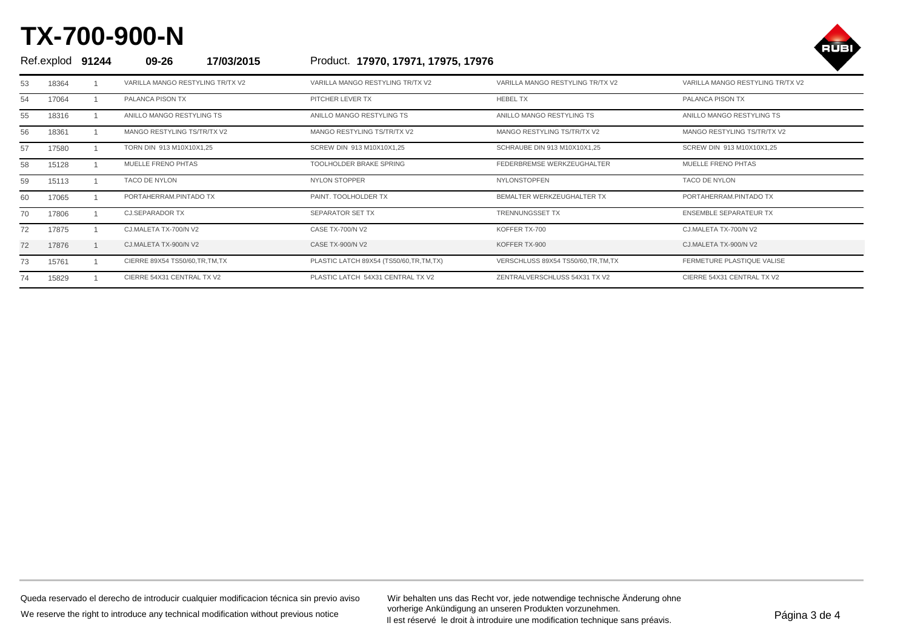# TX-700-900-N

Ref.explod **91244** **09-26** **17/03/2015** Product. **17970, 17971, 17975, 17976**

| | | | | | | |
|---|---|---|---|---|---|---|
| 53 | 18364 | 1 | VARILLA MANGO RESTYLING TR/TX V2 | VARILLA MANGO RESTYLING TR/TX V2 | VARILLA MANGO RESTYLING TR/TX V2 | VARILLA MANGO RESTYLING TR/TX V2 |
| 54 | 17064 | 1 | PALANCA PISON TX | PITCHER LEVER TX | HEBEL TX | PALANCA PISON TX |
| 55 | 18316 | 1 | ANILLO MANGO RESTYLING TS | ANILLO MANGO RESTYLING TS | ANILLO MANGO RESTYLING TS | ANILLO MANGO RESTYLING TS |
| 56 | 18361 | 1 | MANGO RESTYLING TS/TR/TX V2 | MANGO RESTYLING TS/TR/TX V2 | MANGO RESTYLING TS/TR/TX V2 | MANGO RESTYLING TS/TR/TX V2 |
| 57 | 17580 | 1 | TORN DIN 913 M10X10X1,25 | SCREW DIN 913 M10X10X1,25 | SCHRAUBE DIN 913 M10X10X1,25 | SCREW DIN 913 M10X10X1,25 |
| 58 | 15128 | 1 | MUELLE FRENO PHTAS | TOOLHOLDER BRAKE SPRING | FEDERBREMSE WERKZEUGHALTER | MUELLE FRENO PHTAS |
| 59 | 15113 | 1 | TACO DE NYLON | NYLON STOPPER | NYLONSTOPFEN | TACO DE NYLON |
| 60 | 17065 | 1 | PORTAHERRAM.PINTADO TX | PAINT. TOOLHOLDER TX | BEMALTER WERKZEUGHALTER TX | PORTAHERRAM.PINTADO TX |
| 70 | 17806 | 1 | CJ.SEPARADOR TX | SEPARATOR SET TX | TRENNUNGSSET TX | ENSEMBLE SEPARATEUR TX |
| 72 | 17875 | 1 | CJ.MALETA TX-700/N V2 | CASE TX-700/N V2 | KOFFER TX-700 | CJ.MALETA TX-700/N V2 |
| 72 | 17876 | 1 | CJ.MALETA TX-900/N V2 | CASE TX-900/N V2 | KOFFER TX-900 | CJ.MALETA TX-900/N V2 |
| 73 | 15761 | 1 | CIERRE 89X54 TS50/60,TR,TM,TX | PLASTIC LATCH 89X54 (TS50/60,TR,TM,TX) | VERSCHLUSS 89X54 TS50/60,TR,TM,TX | FERMETURE PLASTIQUE VALISE |
| 74 | 15829 | 1 | CIERRE 54X31 CENTRAL TX V2 | PLASTIC LATCH 54X31 CENTRAL TX V2 | ZENTRALVERSCHLUSS 54X31 TX V2 | CIERRE 54X31 CENTRAL TX V2 |

Queda reservado el derecho de introducir cualquier modificacion técnica sin previo aviso

We reserve the right to introduce any technical modification without previous notice

Wir behalten uns das Recht vor, jede notwendige technische Änderung ohne vorherige Ankündigung an unseren Produkten vorzunehmen.

Il est réservé le droit à introduire une modification technique sans préavis.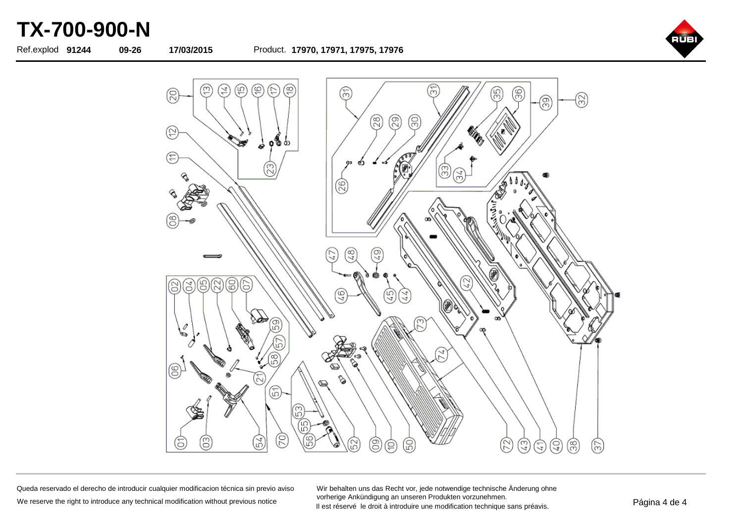# TX-700-900-N

Ref.explod **91244** **09-26** **17/03/2015** Product. **17970, 17971, 17975, 17976**

20 13 14 15 16 17 18 12 11 23 08 31 31 28 29 30 26 35 36 39 32 33 34 47 48 49 46 45 44 42 02 04 05 22 60 07 59 57 58 06 21 51 53 55 56 73 74 01 03 54 70 52 09 10 50 72 43 41 40 38 37

Queda reservado el derecho de introducir cualquier modificacion técnica sin previo aviso

We reserve the right to introduce any technical modification without previous notice

Wir behalten uns das Recht vor, jede notwendige technische Änderung ohne vorherige Ankündigung an unseren Produkten vorzunehmen.

Il est réservé le droit à introduire une modification technique sans préavis.